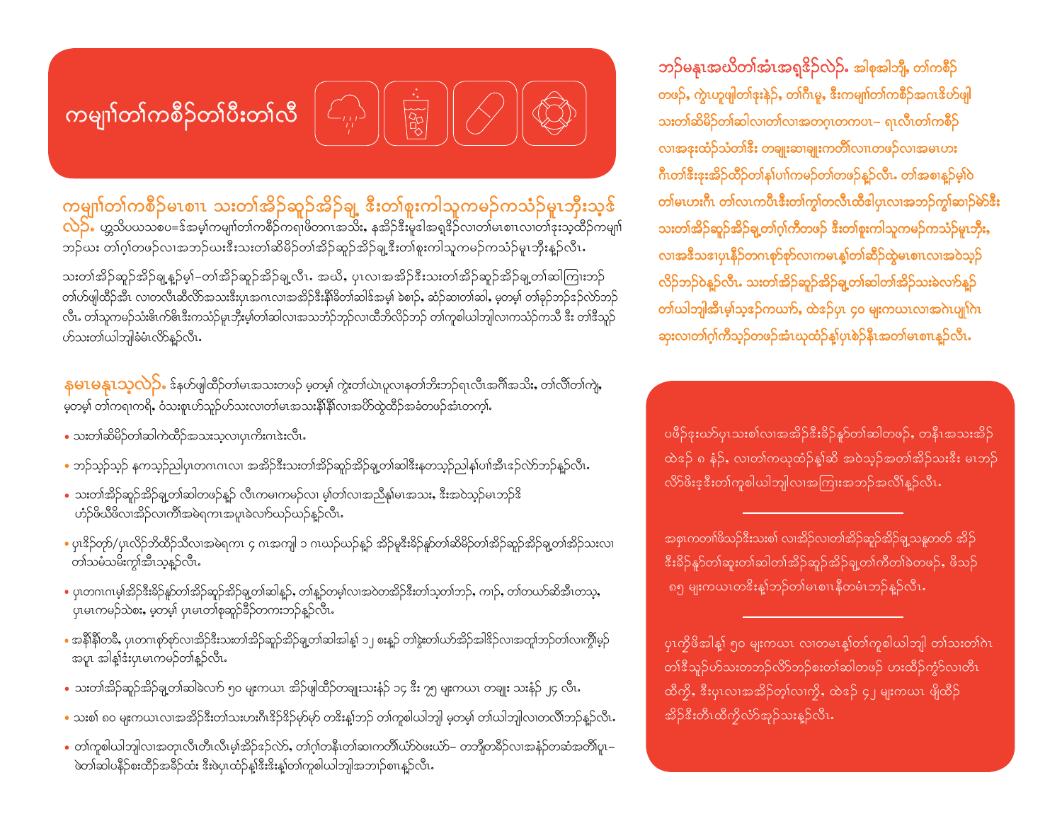# ကမျၢ်တၢ်ကစီၣ်တၢ်ပီးတၢ်လီ

**ကမျၢ်တၢ်ကစီၣ်မၤစၢၤ သးတၢ်အိၣ်ဆူၣ်အိၣ်ချ့ ဒီးတၢ်စူးကါသူကမၣ်ကသံၣ်မူၤဘှီးသ့ဒ်လဲၣ်.** ဟ့ၣ်သိပယ့သစပ=ဒ်အမ့ၢ်ကမျၢ်တၢ်ကစီၣ်ကရၢဖိတဂၤအသိး, နအိၣ်ဒီးမူဒါအရှ့ဒိၣ်လၢတၢ်မၤစၢၤလၢတၢ်ဒုးသ့ထိၣ်ကမျၢ်ဘၣ်ဃး တၢ်ဂ့ၢ်တဖၣ်လၢအဘၣ်ဃးဒီးသးတၢ်ဆိမိၣ်တၢ်အိၣ်ဆူၣ်အိၣ်ချ့ဒီးတၢ်စူးကါသူကမၣ်ကသံၣ်မူၤဘှီးန့ၣ်လီၤ.

သးတၢ်အိၣ်ဆူၣ်အိၣ်ချ့န့ၣ်မ့ၢ်–တၢ်အိၣ်ဆူၣ်အိၣ်ချ့လီၤ. အဃိ, ပှၤလၢအအိၣ်ဒီးသးတၢ်အိၣ်ဆူၣ်အိၣ်ချ့တၢ်ဆါကြၢးဘၣ်တၢ်ဟ့ဖျါထိၣ်အီၤ လၢတလီၤဆီလိၢ်အသးဒီးပှၤအဂၤလၢအအိၣ်ဒီးနီၢ်ခိတၢ်ဆါဒ်အမ့ၢ် ခဲစၢၣ်, ဆံၣ်ဆၢတၢ်ဆါ, မ့တမ့ၢ် တၢ်ခ့ၣ်ဘၣ်ငဲၣ်လဲာ်ဘၣ်လီၤ. တၢ်သူကမၣ်သံးဖိၢ်ကၢ်ဖိၢ်ဒီးကသံၣ်မူၤဘှီးမ့ၢ်တၢ်ဆါလၢအသဘံၣ်ဘုၣ်လၢထီဘိလိၣ်ဘၣ် တၢ်ကူစါယါဘျါလၢကသံၣ်ကသီ ဒီး တၢ်ဒီသ့ၣ်ဟ်သးတၢ်ယါဘျါခံမံၤလိာ်န့ၣ်လီၤ.

**နမၤမနၤသ့လဲၣ်.** ဒ်နဟ်ဖျါထိၣ်တၢ်မၤအသးတဖၣ် မ့တမ့ၢ် ကွဲးတၢ်ယဲၤပူလၢနတၢ်ဘီးဘၣ်ရၤလီၤအဂီၢ်အသိး, တၢ်လီၢ်တၢ်ကျဲ, မ့တမ့ၢ် တၢ်ကရၢကရိ, ဝံသးစူၤဟ်သူၣ်ဟ်သးလၢတၢ်မၤအသးနီၢ်နီၢ်လၢအပိာ်ထွဲထိၣ်အခံတဖၣ်အံၤတက့ၢ်.

- သးတၢ်ဆိမိၣ်တၢ်ဆါကဲထိၣ်အသးသ့လၢပှၤကိးဂၤဒဲးလီၤ.
- ဘၣ်သ့ၣ်သ့ၣ် နကသ့ၣ်ညါပှၤတဂၤဂၤလၢ အအိၣ်ဒီးသးတၢ်အိၣ်ဆူၣ်အိၣ်ချ့တၢ်ဆါဒီးနတသ့ၣ်ညါနၢ်ပၢၢ်အီၤဒၣ်လဲာ်ဘၣ်န့ၣ်လီၤ.
- သးတၢ်အိၣ်ဆူၣ်အိၣ်ချ့တၢ်ဆါတဖၣ်န့ၣ် လီၤကမၢကမၣ်လၢ မ့ၢ်တၢ်လၢအညီနှၢ်မၤအသး, ဒီးအဝဲသ့ၣ်မၤဘၣ်ဒိဟံၣ်ဖိဃီဖိလၢအိၣ်လၢကိၢ်အမဲရကၤအပူၤခဲလၢာ်ဃၣ်ဃၣ်န့ၣ်လီၤ.
- ပှၤဒိၣ်တှ်/ပှၤလိၣ်ဘိထိၣ်သီလၢအမဲရကၤ ၄ ဂၤအကျါ ၁ ဂၤဃၣ်ဃၣ်န့ၣ် အိၣ်မူဒီးခိၣ်နူာ်တၢ်ဆိမိၣ်တၢ်အိၣ်ဆူၣ်အိၣ်ချ့တၢ်အိၣ်သးလၢတၢ်သမံသမိးကွၢ်အီၤသ့န့ၣ်လီၤ.
- ပှၤတဂၤဂၤမ့ၢ်အိၣ်ဒီးခိၣ်နူာ်တၢ်အိၣ်ဆူၣ်အိၣ်ချ့တၢ်ဆါန့ၣ်, တၢ်န့ၣ်တမ့ၢ်လၢအဝဲတအိၣ်ဒီးတၢ်သ့တၢ်ဘၣ်, ကၢၣ်, တၢ်တဃာ်ဆီအီၤတသ့, ပှၤမၤကမၣ်သဲစး, မ့တမ့ၢ် ပှၤမၤတၢ်စုဆူၣ်ခီၣ်တကးဘၣ်န့ၣ်လီၤ.
- အနီၢ်နီၢ်တခီ, ပှၤတဂၤစှၤစှၤလၢအိၣ်ဒီးသးတၢ်အိၣ်ဆူၣ်အိၣ်ချ့တၢ်ဆါအါန့ၢ် ၁၂ စးန့ၣ် တၢ်ဖွဲးတၢ်ယာ်အိၣ်အါဒိၣ်လၢအတူၢ်ဘၣ်တၢ်လၢကွိၢ်မှၣ်အပူၤ အါန့ၢ်ဒံးပှၤမၤကမၣ်တၢ်န့ၣ်လီၤ.
- သးတၢ်အိၣ်ဆူၣ်အိၣ်ချ့တၢ်ဆါခဲလၢာ် ၅၀ မုးကယၤ အိၣ်ဖျါထိၣ်တချုးသးနံၣ် ၁၄ ဒီး ၇၅ မုးကယၤ တချုး သးနံၣ် ၂၄ လီၤ.
- သးစၢ် ၈၀ မုးကယၤလၢအအိၣ်ဒီးတၢ်သးဟးဂီၤဒိၣ်ဒိၣ်မှ်မှ် တဒိးန့ၢ်ဘၣ် တၢ်ကူစါယါဘျါ မ့တမ့ၢ် တၢ်ယါဘျါလၢတလီၢ်ဘၣ်န့ၣ်လီၤ.
- တၢ်ကူစါယါဘျါလၢအတုၤလီၤတီၤလီၤမ့ၢ်အိၣ်ဒၣ်လဲာ်, တၢ်ဂ့ၢ်တနီၤတၢ်ဆၢကတီၢ်ယံာ်ဝဲဖးယံာ်– တဘျီတခီၣ်လၢအနံၣ်တဆံအတီၢ်ပူၤ– ဖဲတၢ်ဆါပနီၣ်စးထိၣ်အခါၣ်ထံး ဒီးဖဲပှၤထံၣ်န့ၢ်ဒီးဒိးန့ၢ်တၢ်ကူစါယါဘျါအဘၢၣ်စၢၤန့ၣ်လီၤ.

**ဘၣ်မနုၤအဃိတၢ်အံၤအရှ့ဒိၣ်လဲၣ်.** အါစုအါဘျီ, တၢ်ကစီၣ်တဖၣ်, ကွဲးဟူဖျါတၢ်ဒုးနဲၣ်, တၢ်ဂီၤမူ, ဒီးကမျၢ်တၢ်ကစီၣ်အကၤဒိဟ်ဖျါသးတၢ်ဆိမိၣ်တၢ်ဆါလၢတၢ်လၢအတဂ္ၤတကပၤ– ရၤလီၤတၢ်ကစီၣ်လၢအဒုးထံၣ်သံတၢ်ဒီး တချုးဆၢချုးကတိၢ်လၢတဖၣ်လၢအမၤဟးဂီၤတၢ်ဒီးဒုးအိၣ်ထိၣ်တၢ်နၢ်ပၢၢ်ကမၣ်တၢ်တဖၣ်န့ၣ်လီၤ. တၢ်အစၢၤန့ၣ်မ့ၢ်ဝဲ တၢ်မၤဟးဂီၤ တၢ်လၢကပီၤဒီးတၢ်ကွၢ်တလီၤထီဒါပှၤလၢအဘၣ်ကွၢ်ဆၢၣ်မဲာ်ဒီး သးတၢ်အိၣ်ဆူၣ်အိၣ်ချ့တၢ်ဂ့ၢ်ကီတဖၣ် ဒီးတၢ်စူးကါသူကမၣ်ကသံၣ်မူၤဘှီး, လၢအဒီသဒၢပှၤနီၣ်တဂၤစှၤစှၤလၢကမၤန့ၢ်တၢ်ဆီၣ်ထွဲမၤစၢၤလၢအဝဲသ့ၣ်လိၣ်ဘၣ်ဝဲန့ၣ်လီၤ. သးတၢ်အိၣ်ဆူၣ်အိၣ်ချ့တၢ်ဆါတၢ်အိၣ်သးခဲလၢာ်န့ၣ်တၢ်ယါဘျါအီၤမ့ၢ်သ့ဒၣ်ကယၢ်, ထဲဒၣ်ပှၤ ၄၀ မုးကယၤလၢအဂဲၤပျုၢ်ဂဲၤဆုၤလၢတၢ်ဂ့ၢ်ကီသ့ၣ်တဖၣ်အံၤဃုထံၣ်န့ၢ်ပှၤစဲၣ်နီၤအတၢ်မၤစၢၤန့ၣ်လီၤ.

ပဖိၣ်ဒုးဃာ်ပှၤသးစၢ်လၢအအိၣ်ဒီးခိၣ်နူာ်တၢ်ဆါတဖၣ်, တနံၤအသးအိၣ်ထဲဒၣ် ၈ နံၣ်, လၢတၢ်ကဃုထံၣ်န့ၢ်ဆိ အဝဲသ့ၣ်အတၢ်အိၣ်သးဒီး မၤဘၣ်လိာ်ဖိးဒ့ဒီးတၢ်ကူစါယါဘျါလၢအကြၢးအဘၣ်အလီၢ်န့ၣ်လီၤ.

---

အစုၤကတၢၢ်ဖိသၣ်ဒီးသးစၢ် လၢအိၣ်လၢတၢ်အိၣ်ဆူၣ်အိၣ်ချ့သနူတတ် အိၣ်ဒီးခိၣ်နူာ်တၢ်ဆူၣ်တၢ်ဆါတၢ်အိၣ်ဆူၣ်အိၣ်ချ့တၢ်ကီတၢ်ခဲတဖၣ်, ဖိသၣ် ၈၅ မုးကယၤတဒိးန့ၢ်ဘၣ်တၢ်မၤစၢၤနီတမံၤဘၣ်န့ၣ်လီၤ.

---

ပှၤကွိဖိအါန့ၢ် ၅၀ မုးကယၤ လၢတမၤန့ၢ်တၢ်ကူစါယါဘျါ တၢ်သးတၢ်ဂဲၤတၢ်ဒီသ့ၣ်ဟ်သးတဘၣ်လိာ်ဘၣ်စးတၢ်ဆါတဖၣ် ဟးထိၣ်ကွံာ်လၢတီၤထီကွိ, ဒီးပှၤလၢအအိၣ်တ့ၢ်လၢကွိ, ထဲဒၣ် ၄၂ မုးကယၤ ဖျိထိၣ်အိၣ်ဒီးတီၤထီကွိလံာ်အုၣ်သးန့ၣ်လီၤ.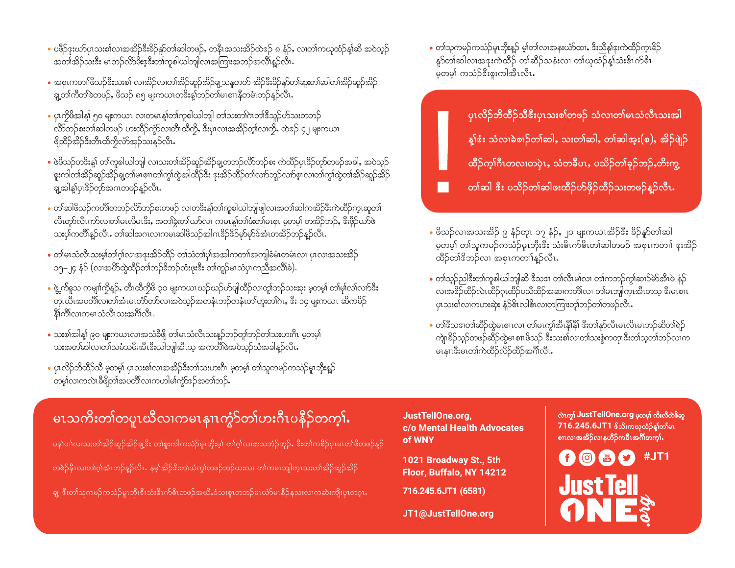- ပဖိဉ်ဒုးယဉ်ပှၤသးစါလၢအအိဉ်ဒီးခိဉ်နူာ်တၢ်ဆါတဖဉ်, တနံၤအသးအိဉ်ထဲဒဉ် ၈ နံဉ်, လၢတၢ်ကယုထံဉ်နၢ်ဆိ အဝဲသ့ဉ်အတၢ်အိဉ်သးဒီး မၤဘဉ်လိာ်ဖိးဒ့ဒီးတၢ်ကူစါယါဘျါလၢအကြၢးအဘဉ်အလိၢ်နူဉ်လီၤ.
- အစုၤကတၢၢ်ဖိသဉ်ဒီးသးစါ လၢအိဉ်လၢတၢ်အိဉ်ဆူဉ်အိဉ်ချ့သန္ၤတတ် အိဉ်ဒီးခိဉ်နူာ်တၢ်ဆူးတၢ်ဆါတၢ်အိဉ်ဆူဉ်အိဉ်ချ့တၢ်ကီတၢ်ခဲတဖဉ်, ဖိသဉ် ၈၅ မျးကယၤတဒီးနၢ်ဘဉ်တၢ်မၤစၢၤနီတမံၤဘဉ်နူဉ်လီၤ.
- ပှၤကွိဖိအါန့ၢ် ၅၀ မျးကယၤ လၢတမၤနၢ်တၢ်ကူစါယါဘျါ တၢ်သးတၢ်ဂဲၤတၢ်ဒိသူဉ်ဟ်သးတဘဉ်လိာ်ဘဉ်စးတၢ်ဆါတဖဉ် ဟးထိဉ်ကွံာ်လၢတိၤထီကွိ, ဒီးပှၤလၢအအိဉ်တ့ၢ်လၢကွိ, ထဲဒဉ် ၄၂ မျးကယၤဖျိထိဉ်အိဉ်ဒီးတိၤထီကွိလံာ်အုဉ်သးနူဉ်လီၤ.
- ဖိဖိသဉ်တဒီးနၢ် တၢ်ကူစါယါဘျါ လၢသးတၢ်အိဉ်ဆူဉ်အိဉ်ချ့တဘဉ်လိာ်ဘဉ်စး ကဲထိဉ်ပှၤဒိဉ်တ့ာ်တဖဉ်အခါ, အဝဲသ့ဉ်စူးကါတၢ်အိဉ်ဆူဉ်အိဉ်ချ့တၢ်မၤစၢၤတၢ်ကွၢ်ထွဲအါထိဉ်ဒီး ဒုးအိဉ်ထိဉ်တၢ်လာ်ဘူဉ်လာ်စ့လၢတၢ်ကွၢ်ထွဲတၢ်အိဉ်ဆူဉ်အိဉ်ချ့အါန့ၢ်ပှၤဒိဉ်တ့ာ်အဂၤတဖဉ်နူဉ်လီၤ.
- တၢ်ဆါဖိသဉ်ကတိၤတဘဉ်လိာ်ဘဉ်စးတဖဉ် လၢတဒီးနၢ်တၢ်ကူစါယါဘျါဖျါလၢအတၢ်ဆါကအိဉ်ဒီးကဲထိဉ်ကဲၤဆူတၢ်လီၤတုာ်လီၤကာ်လၢတၢ်မၤလိမၤဒိး, အတၢ်ခွဲးတၢ်ယာ်လၢ ကမၤန့ၢ်တၢ်ဖံးတၢ်မၤစ့ၤ မ့တမ့ၢ် တအိဉ်ဘဉ်, ဒီးဖှိဉ်ယာ်ဖဲသးပှၢ်ကတိၢ်နူဉ်လီၤ. တၢ်ဆါအဂၤလၢကမၤဆါဖိသဉ်အခါဂ့ၤဒိဉ်ဒိဉ်မုာ်မုာ်ဒ်အံၤတအိဉ်ဘဉ်နူဉ်လီၤ.
- တၢ်မၤသံလီၤသးမ့ၢ်တၢ်ဂ့ၢ်လၢအဒုးအိဉ်ထိဉ် တၢ်သံတၢ်ပှၢ်အခါကတၢၢ်အကျါခံမံၤတမံၤလၢ ပှၤလၢအသးအိဉ် ၁၅–၂၄ နံဉ် (လၢအပိာ်ထွဲထိဉ်တၢ်ဘဉ်ဒိဘဉ်ထံးဖုးဒီး တၢ်ကူဉ်မၤသံပှၤကညီအလိၢ်ခံ).
- ဖွဲ့က်နူသ ကမျာ်ကွိနူဉ်, တိၤထီကွိဖိ ၃၀ မျးကယၤယဉ်ယဉ်ဟ်ဖျါထိဉ်လၢတုၢ်ဘဉ်သးအုး မ့တမ့ၢ် တၢ်မုၢ်လၢ်လၢာ်ဒီးတုၤယီၤအပတိၢ်လၢတၢ်အံၤမၤတာ်တာ်လၢအဝဲသ့ဉ်အတနံၤဘဉ်တနံၤတၢ်ဟူးတၢ်ဂဲၤ, ဒီး ၁၄ မျးကယၤ ဆိကမိဉ်နိၢ်ကိၢ်လၢကမၤသံလီၤသးအဂိၢ်လီၤ.
- သးစါအါန့ၢ် ၉၀ မျးကယၤလၢအသံခီဖျိ တၢ်မၤသံလီၤသးနူဉ်ဘဉ်တုၢ်ဘဉ်တၢ်သးဟးဂီၤ မ့တမ့ၢ် သးအတၢ်ဆါလၢတၢ်သမံသမိးအီၤဒီးယါဘျါအီၤသ့ အကတိၢ်ဖဲအဝဲသ့ဉ်သံအခါနူဉ်လီၤ.
- ပှၤလိဉ်ဘိထိဉ်သီ မ့တမ့ၢ် ပှၤသးစါလၢအအိဉ်ဒီးတၢ်သးဟးဂီၤ မ့တမ့ၢ် တၢ်သူကမဉ်ကသံဉ်မူၤဘှီးနူဉ် တမ့ၢ်လၢကလဲၤခီဖျိတၢ်အပတိၢ်လၢကဟါမၢ်ကွံာ်ဒ်အတၢ်ဘဉ်.
- တၢ်သူကမဉ်ကသံဉ်မူၤဘှီးနူဉ် မ့ၢ်တၢ်လၢအနးယံာ်ထၢ, ဒီးညီနုၢ်ဒုးကဲထိဉ်ကူၤခိဉ်နူာ်တၢ်ဆါလၢအဒုးကဲထိဉ် တၢ်ဆိဉ်သနံးလၢ တၢ်ယုထံဉ်နၢ်သံးဓါက်စိၤ မ့တမ့ၢ် ကသံဉ်ဒီးစူးကါအီၤလီၤ.

**!** **ပှၤလိဉ်ဘိထိဉ်သီဒီးပှၤသးစါတဖဉ် သံလၢတၢ်မၤသံလီၤသးအါန့ၢ်ဒီး သံလၢခဲစၢဉ်တၢ်ဆါ, သးတၢ်ဆါ, တၢ်ဆါအှး(စ), အိဉ်ဖျဲဉ်ထိဉ်ကူၢ်ဂီၤတလၢတပုဲၤ, သံတခီပၤ, ပသိဉ်တၢ်ခုဉ်ဘဉ်,တၢ်ကွ့တၢ်ဆါ ဒီး ပသိဉ်တၢ်ဆါဖးထိဉ်ဟ်ဖှိဉ်ထိဉ်သးတဖဉ်နူဉ်လီၤ.**

- ဖိသဉ်လၢအသးအိဉ် ၉ နံဉ်တုၤ ၁၇ နံဉ်, ၂၀ မျးကယၤအိဉ်ဒီး ခိဉ်နူာ်တၢ်ဆါ မ့တမ့ၢ် တၢ်သူကမဉ်ကသံဉ်မူၤဘှီး သံးဓါက်စိၤတၢ်ဆါတဖဉ် အစုၤကတၢၢ် ဒုးအိဉ်ထိဉ်တၢ်ဒိဘဉ်လၢ အစုၤကတၢၢ်နူဉ်လီၤ.
- တၢ်သ့ဉ်ညါဒီးတၢ်ကူစါယါဘျါဆိ ဒီသဒၢ တၢ်လီၤမၢ်လၢ တၢ်ကဘဉ်ကွၢ်ဆၢဉ်မ်ာ်အီၤဖဲ နံဉ်လၢအဒိဉ်ထိဉ်လဲၤထိဉ်ဂ့ၤထိဉ်ပသိထိဉ်အဆၢကတိၢ်လၢ တၢ်မၤဘျါကူၤအီၤတသ့ ဒီးမၤစၢၤပှၤသးစါလၢကဟးဆုံး နံဉ်ဓိၤလါဓိၤလၢတကြၢးတုၢ်ဘဉ်တၢ်တဖဉ်လီၤ.
- တၢ်ဒီသဒၢတၢ်ဆိဉ်ထွဲမၤစၢၤလၢ တၢ်မၤကွၢ်အီၤနီၢ်နီၢ် ဒီးတၢ်နဉ်လီၤမၤလိမၤဘဉ်ဆိတၢ်ရဲဉ်ကျဲၤခိဉ်သ့ဉ်တဖဉ်ဆိဉ်ထွဲမၤစၢၤဖိသဉ် ဒီးသးစါလၢတၢ်သးစွံကတုၤဒီးတၢ်သ့တၢ်ဘဉ်လၢကမၤနၢၤဒီးမၤတၢ်ကဲထိဉ်လိဉ်ထိဉ်အဂိၢ်လီၤ.

## မၤသကိးတၢ်တပုၤဃီလၢကမၤနၢၤကွံာ်တၢ်ဟးဂီၤပနီဉ်တကပၢ်.

ပနံၢ်ပၢ်လၢသးတၢ်အိဉ်ဆူဉ်အိဉ်ချ့ ဒီး တၢ်စူးကါကသံဉ်မူၤဘှီးမ့ၢ် တၢ်ဂ့ၢ်လၢအသဘံဉ်ဘုဉ်, ဒီးတၢ်ကစိဉ်ပှၤမၤတၢ်ဖိတဖဉ်နူဉ်တစဲဉ်နီၤလၢတၢ်ဂ့ၢ်အံၤဘဉ်နူဉ်လီၤ. နမ့ၢ်အိဉ်ဒီးတၢ်သံကွၢ်တဖဉ်ဘဉ်ယးလၢ တၢ်ကမၤဘျါကူၤသးတၢ်အိဉ်ဆူဉ်အိဉ်ချ့ ဒီးတၢ်သူကမဉ်ကသံဉ်မူၤဘှီးဒီးသံးဓါက်စိၤတဖဉ်အဃိ,ဝံသးစူၤတဘဉ်မၤယ်ာ်မၤနီဉ်နသးလၢကဆဲးကျိးပှၤတဂၤ.

**JustTellOne.org,**
**c/o Mental Health Advocates of WNY**

**1021 Broadway St., 5th Floor, Buffalo, NY 14212**

**716.245.6JT1 (6581)**

**JT1@JustTellOne.org**

**လဲၤကွၢ် JustTellOne.org မ့တမ့ၢ် ကိးလီတဲစိဆူ 716.245.6JT1 ဒ်သိးကယုထံဉ်နၢ်တၢ်မၤစၢၤလၢအအိဉ်လၢနဟီဉ်ကဝီၤအဂီၢ်တက့ၢ်.**

**#JT1**

**Just Tell ONE.org**